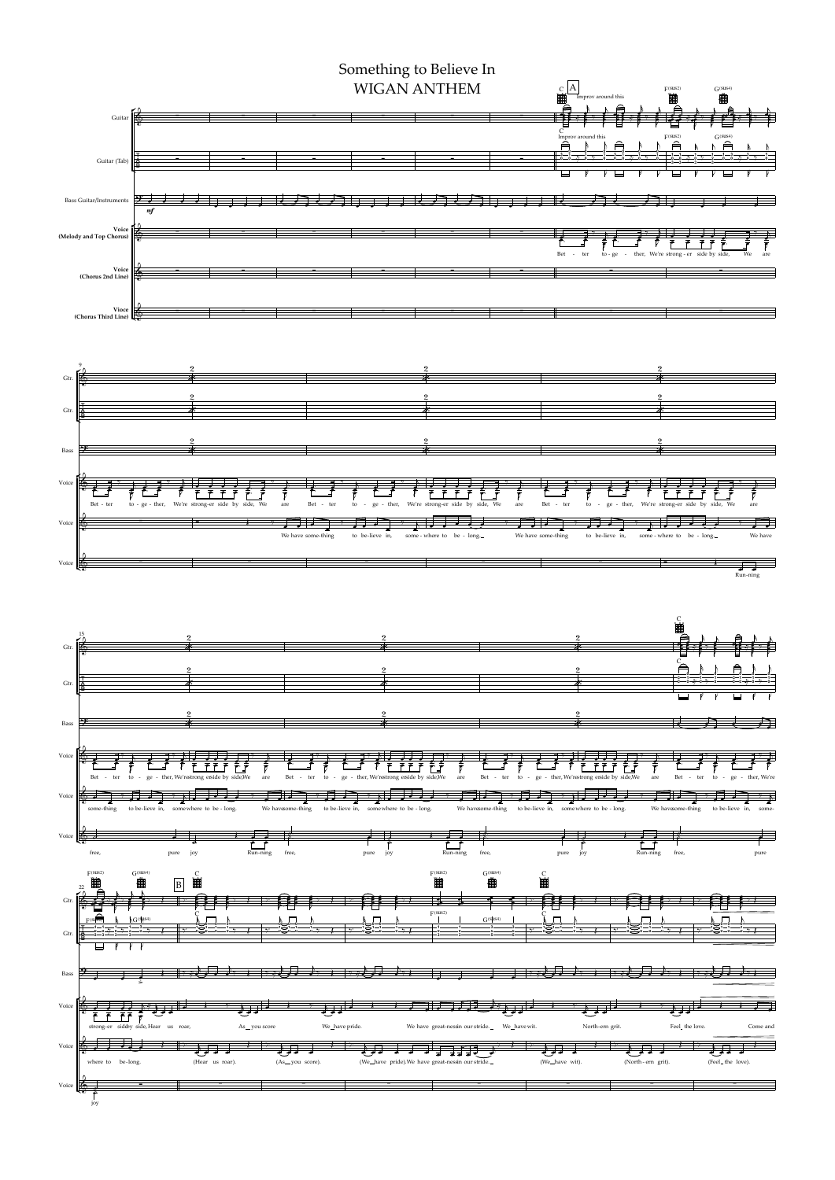# Something to Believe In
## WIGAN ANTHEM

Guitar

Guitar (Tab)

Bass Guitar/Instruments

Voice (Melody and Top Chorus)

Voice (Chorus 2nd Line)

Vioce (Chorus Third Line)

A — C — Improv around this — F(SUS2) — G(SUS4)

Bet - ter to - ge - ther, We're strong - er side by side, We are

9

Bet - ter to - ge - ther, We're strong-er side by side, We are Bet - ter to - ge - ther, We're strong-er side by side, We are Bet - ter to - ge - ther, We're strong-er side by side, We are

We have some-thing to be-lieve in, some - where to be - long. We have some-thing to be-lieve in, some - where to be - long. We have

Run-ning

15

Bet - ter to - ge - ther, We're strong er side by side, We are Bet - ter to - ge - ther, We're strong er side by side, We are Bet - ter to - ge - ther, We're strong er side by side, We are Bet - ter to - ge - ther, We're

some-thing to be-lieve in, some where to be - long. We have some-thing to be-lieve in, some where to be - long. We have some-thing to be-lieve in, some where to be - long. We have some-thing to be-lieve in, some-

free, pure joy Run-ning free, pure joy Run-ning free, pure joy Run-ning free, pure

22

B

strong-er side by side, Hear us roar, As you score We have pride. We have great-ness in our stride. We have wit. North-ern grit. Feel the love. Come and

where to be-long. (Hear us roar). (As you score). (We have pride). We have great-ness in our stride. (We have wit). (North - ern grit). (Feel the love).

joy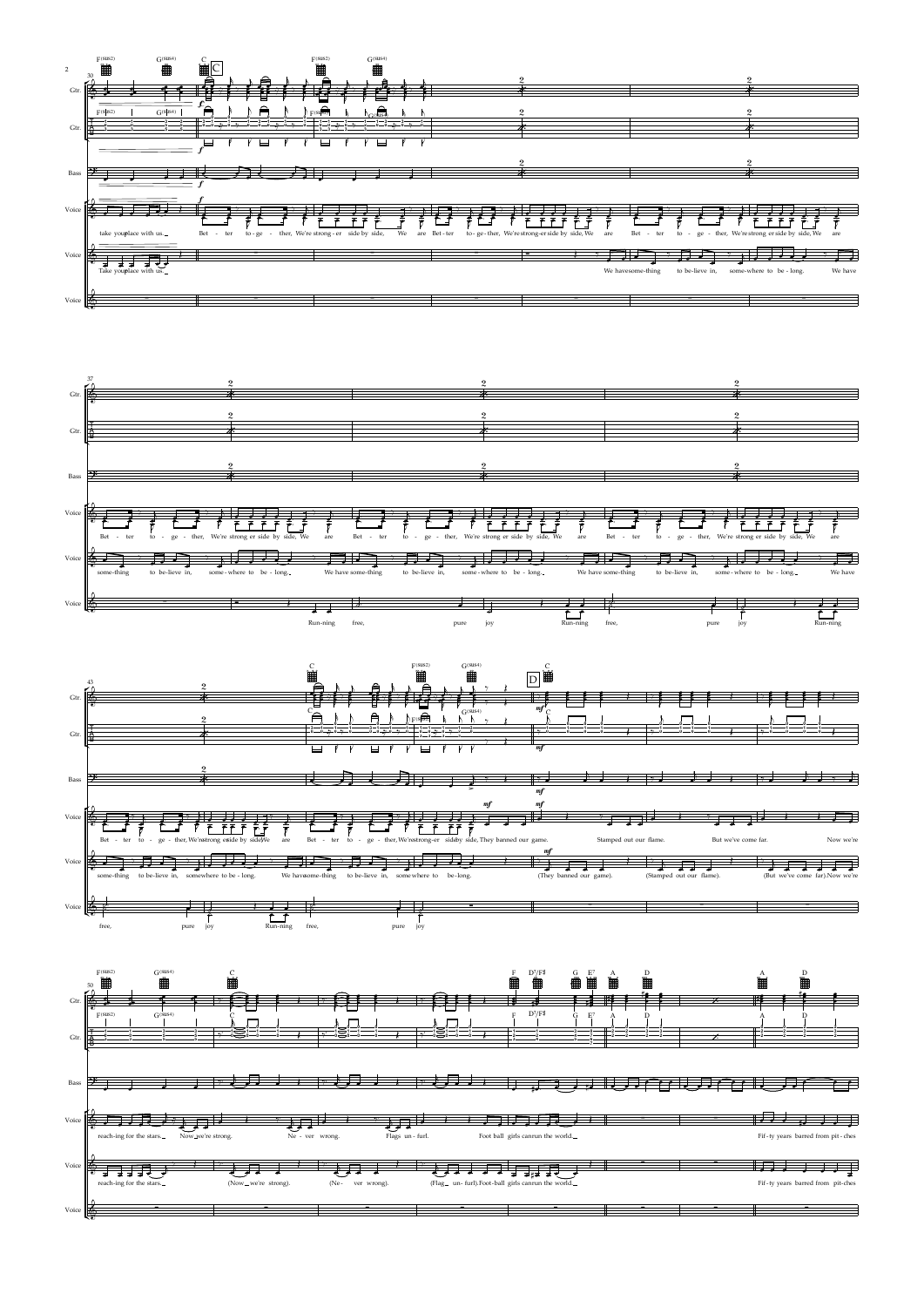**30**

F(sus2) G(sus4) C **[C]** F(sus2) G(sus4)

take your place with us.

Take your place with us.

Bet - ter to - ge - ther, We're strong - er side by side, We are Bet - ter to - ge - ther, We're strong - er side by side, We are Bet - ter to - ge - ther, We're strong er side by side, We are

We have some - thing to be - lieve in, some - where to be - long. We have

**37**

Bet - ter to - ge - ther, We're strong er side by side, We are Bet - ter to - ge - ther, We're strong er side by side, We are Bet - ter to - ge - ther, We're strong er side by side, We are

some - thing to be - lieve in, some - where to be - long. We have some - thing to be - lieve in, some - where to be - long. We have some - thing to be - lieve in, some - where to be - long. We have

Run - ning free, pure joy Run - ning free, pure joy Run - ning

**43**

C F(sus2) G(sus4) **[D]** C

Bet - ter to - ge - ther, We're strong er side by side, We are Bet - ter to - ge - ther, We're strong - er side by side, They banned our game. Stamped out our flame. But we've come far. Now we're

some - thing to be - lieve in, some where to be - long. We have some - thing to be - lieve in, some where to be - long. (They banned our game). (Stamped out our flame). (But we've come far). Now we're

free, pure joy Run - ning free, pure joy

**50**

F(sus2) G(sus4) C F D7/F♯ G E7 A D A D

reach - ing for the stars. Now we're strong. Ne - ver wrong. Flags un - furl. Foot ball girls can run the world. Fif - ty years barred from pit - ches

reach - ing for the stars. (Now we're strong). (Ne - ver wrong). (Flag un - furl). Foot - ball girls can run the world. Fif - ty years barred from pit - ches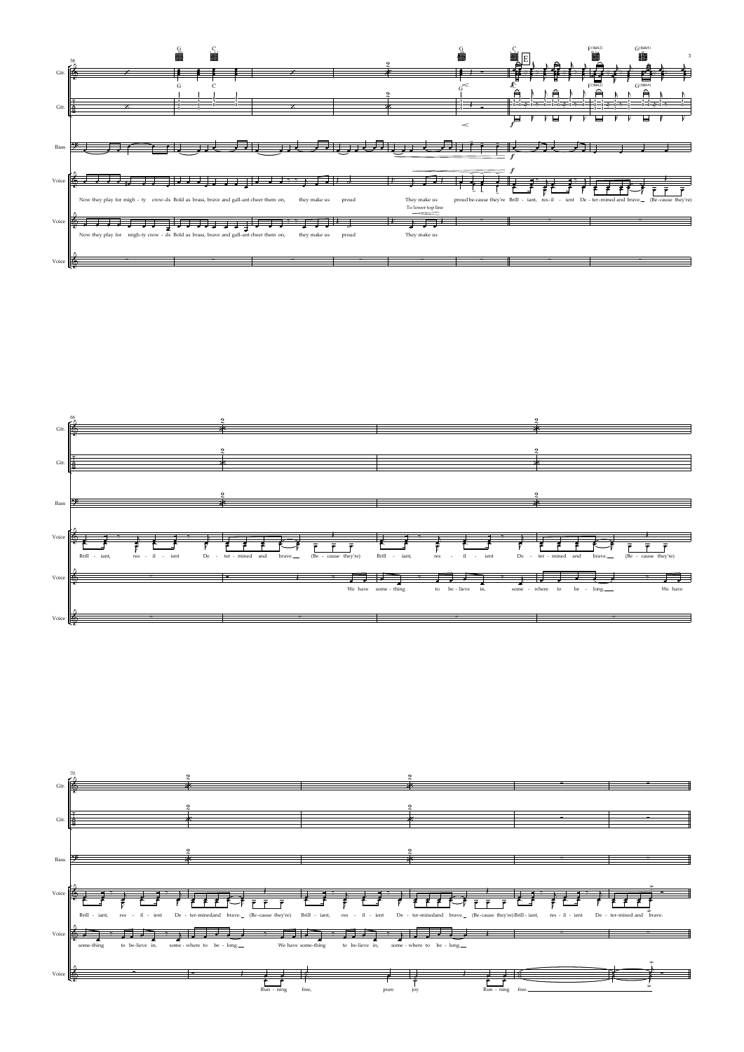Now they play for migh - ty crow - ds Bold as brass, brave and gall - ant cheer them on, they make us proud

They make us proud be - cause they're Brill - iant, res - il - ient De - ter - mined and brave (Be - cause they're)

To lower top line

Now they play for migh - ty crow - ds Bold as brass, brave and gall - ant cheer them on, they make us proud

They make us

Brill - iant, res - il - ient De - ter - mined and brave. (Be - cause they're) Brill - iant, res - il - ient De - ter - mined and brave. (Be - cause they're)

We have some - thing to be - lieve in, some - where to be - long. We have

Brill - iant, res - il - ient De - ter - mined and brave. (Be - cause they're) Brill - iant, res - il - ient De - ter - mined and brave. (Be - cause they're) Brill - iant, res - il - ient De - ter - mined and brave.

some - thing to be - lieve in, some - where to be - long. We have some - thing to be - lieve in, some - where to be - long.

Run - ning free, pure joy Run - ning free.